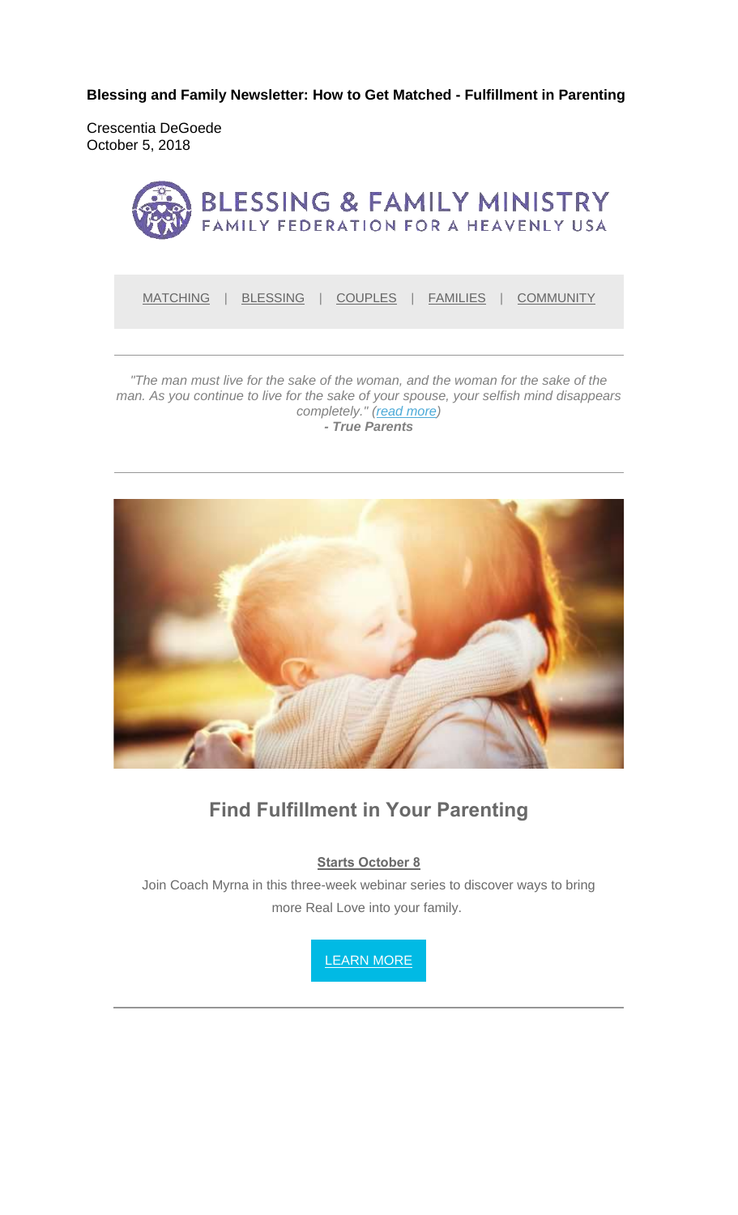**Blessing and Family Newsletter: How to Get Matched - Fulfillment in Parenting**

Crescentia DeGoede
October 5, 2018

BLESSING & FAMILY MINISTRY
FAMILY FEDERATION FOR A HEAVENLY USA

MATCHING | BLESSING | COUPLES | FAMILIES | COMMUNITY

---

*"The man must live for the sake of the woman, and the woman for the sake of the man. As you continue to live for the sake of your spouse, your selfish mind disappears completely." (read more)*
***- True Parents***

---

## Find Fulfillment in Your Parenting

**Starts October 8**

Join Coach Myrna in this three-week webinar series to discover ways to bring more Real Love into your family.

LEARN MORE

---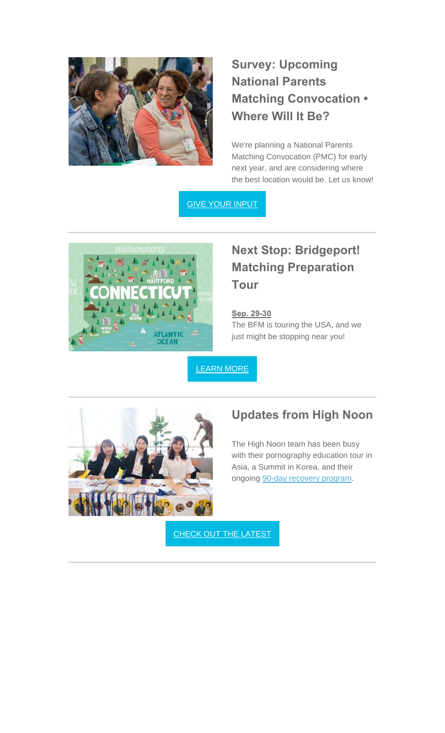## Survey: Upcoming National Parents Matching Convocation • Where Will It Be?

We're planning a National Parents Matching Convocation (PMC) for early next year, and are considering where the best location would be. Let us know!

GIVE YOUR INPUT

---

## Next Stop: Bridgeport! Matching Preparation Tour

**Sep. 29-30**

The BFM is touring the USA, and we just might be stopping near you!

LEARN MORE

---

## Updates from High Noon

The High Noon team has been busy with their pornography education tour in Asia, a Summit in Korea, and their ongoing 90-day recovery program.

CHECK OUT THE LATEST

---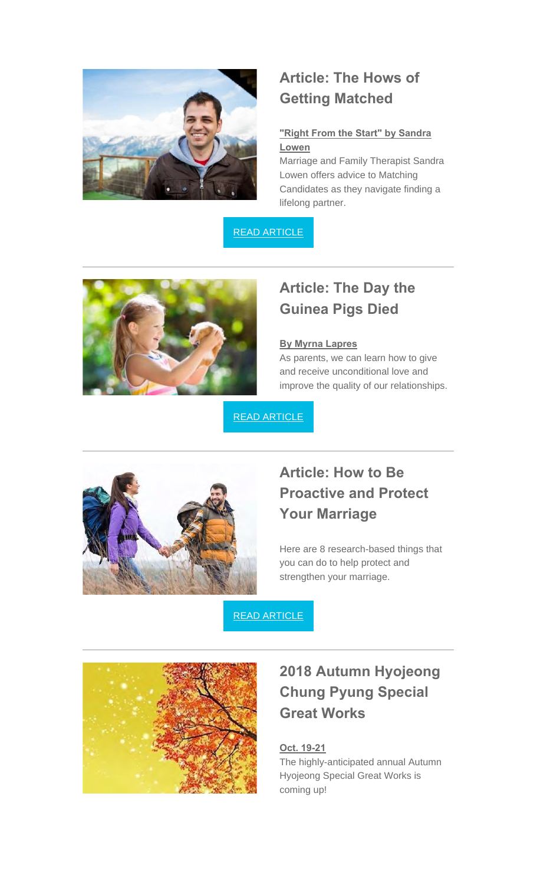## Article: The Hows of Getting Matched

**"Right From the Start" by Sandra Lowen**

Marriage and Family Therapist Sandra Lowen offers advice to Matching Candidates as they navigate finding a lifelong partner.

READ ARTICLE

---

## Article: The Day the Guinea Pigs Died

**By Myrna Lapres**

As parents, we can learn how to give and receive unconditional love and improve the quality of our relationships.

READ ARTICLE

---

## Article: How to Be Proactive and Protect Your Marriage

Here are 8 research-based things that you can do to help protect and strengthen your marriage.

READ ARTICLE

---

## 2018 Autumn Hyojeong Chung Pyung Special Great Works

**Oct. 19-21**

The highly-anticipated annual Autumn Hyojeong Special Great Works is coming up!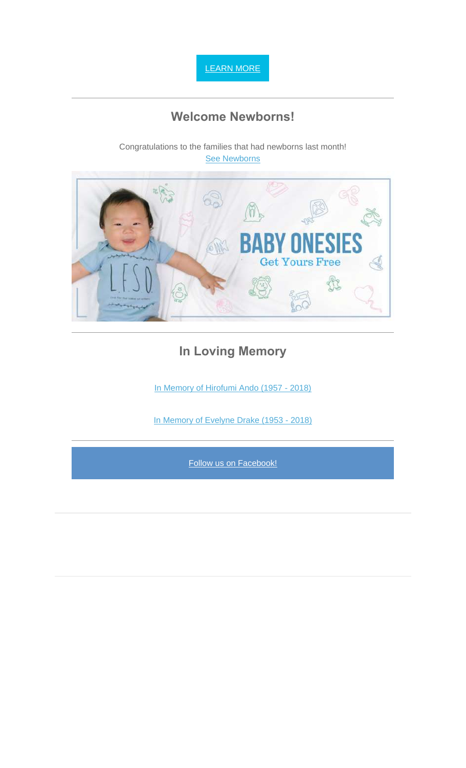LEARN MORE

---

## Welcome Newborns!

Congratulations to the families that had newborns last month!
See Newborns

---

## In Loving Memory

In Memory of Hirofumi Ando (1957 - 2018)

In Memory of Evelyne Drake (1953 - 2018)

---

Follow us on Facebook!